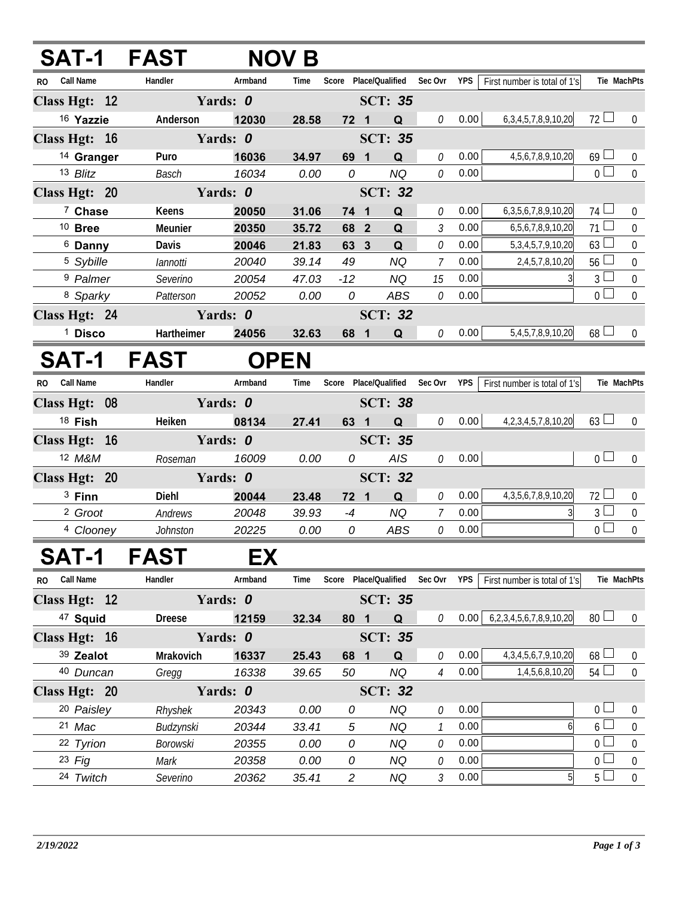## SAT-1 FAST NOV B

| RO | Call Name | Handler | Armband | Time | Score | Place | Qualified | Sec Ovr | YPS | First number is total of 1's | Tie | MachPts |
|---|---|---|---|---|---|---|---|---|---|---|---|---|
| **Class Hgt: 12** | | **Yards: 0** | | | | | **SCT: 35** | | | | | |
| 16 | **Yazzie** | **Anderson** | **12030** | **28.58** | **72** | **1** | **Q** | 0 | 0.00 | 6,3,4,5,7,8,9,10,20 | 72 | 0 |
| **Class Hgt: 16** | | **Yards: 0** | | | | | **SCT: 35** | | | | | |
| 14 | **Granger** | **Puro** | **16036** | **34.97** | **69** | **1** | **Q** | 0 | 0.00 | 4,5,6,7,8,9,10,20 | 69 | 0 |
| 13 | *Blitz* | *Basch* | *16034* | *0.00* | *0* | | *NQ* | 0 | 0.00 | | 0 | 0 |
| **Class Hgt: 20** | | **Yards: 0** | | | | | **SCT: 32** | | | | | |
| 7 | **Chase** | **Keens** | **20050** | **31.06** | **74** | **1** | **Q** | 0 | 0.00 | 6,3,5,6,7,8,9,10,20 | 74 | 0 |
| 10 | **Bree** | **Meunier** | **20350** | **35.72** | **68** | **2** | **Q** | 3 | 0.00 | 6,5,6,7,8,9,10,20 | 71 | 0 |
| 6 | **Danny** | **Davis** | **20046** | **21.83** | **63** | **3** | **Q** | 0 | 0.00 | 5,3,4,5,7,9,10,20 | 63 | 0 |
| 5 | *Sybille* | *Iannotti* | *20040* | *39.14* | *49* | | *NQ* | 7 | 0.00 | 2,4,5,7,8,10,20 | 56 | 0 |
| 9 | *Palmer* | *Severino* | *20054* | *47.03* | *-12* | | *NQ* | 15 | 0.00 | 3 | 3 | 0 |
| 8 | *Sparky* | *Patterson* | *20052* | *0.00* | *0* | | *ABS* | 0 | 0.00 | | 0 | 0 |
| **Class Hgt: 24** | | **Yards: 0** | | | | | **SCT: 32** | | | | | |
| 1 | **Disco** | **Hartheimer** | **24056** | **32.63** | **68** | **1** | **Q** | 0 | 0.00 | 5,4,5,7,8,9,10,20 | 68 | 0 |

## SAT-1 FAST OPEN

| RO | Call Name | Handler | Armband | Time | Score | Place | Qualified | Sec Ovr | YPS | First number is total of 1's | Tie | MachPts |
|---|---|---|---|---|---|---|---|---|---|---|---|---|
| **Class Hgt: 08** | | **Yards: 0** | | | | | **SCT: 38** | | | | | |
| 18 | **Fish** | **Heiken** | **08134** | **27.41** | **63** | **1** | **Q** | 0 | 0.00 | 4,2,3,4,5,7,8,10,20 | 63 | 0 |
| **Class Hgt: 16** | | **Yards: 0** | | | | | **SCT: 35** | | | | | |
| 12 | *M&M* | *Roseman* | *16009* | *0.00* | *0* | | *AIS* | 0 | 0.00 | | 0 | 0 |
| **Class Hgt: 20** | | **Yards: 0** | | | | | **SCT: 32** | | | | | |
| 3 | **Finn** | **Diehl** | **20044** | **23.48** | **72** | **1** | **Q** | 0 | 0.00 | 4,3,5,6,7,8,9,10,20 | 72 | 0 |
| 2 | *Groot* | *Andrews* | *20048* | *39.93* | *-4* | | *NQ* | 7 | 0.00 | 3 | 3 | 0 |
| 4 | *Clooney* | *Johnston* | *20225* | *0.00* | *0* | | *ABS* | 0 | 0.00 | | 0 | 0 |

## SAT-1 FAST EX

| RO | Call Name | Handler | Armband | Time | Score | Place | Qualified | Sec Ovr | YPS | First number is total of 1's | Tie | MachPts |
|---|---|---|---|---|---|---|---|---|---|---|---|---|
| **Class Hgt: 12** | | **Yards: 0** | | | | | **SCT: 35** | | | | | |
| 47 | **Squid** | **Dreese** | **12159** | **32.34** | **80** | **1** | **Q** | 0 | 0.00 | 6,2,3,4,5,6,7,8,9,10,20 | 80 | 0 |
| **Class Hgt: 16** | | **Yards: 0** | | | | | **SCT: 35** | | | | | |
| 39 | **Zealot** | **Mrakovich** | **16337** | **25.43** | **68** | **1** | **Q** | 0 | 0.00 | 4,3,4,5,6,7,9,10,20 | 68 | 0 |
| 40 | *Duncan* | *Gregg* | *16338* | *39.65* | *50* | | *NQ* | 4 | 0.00 | 1,4,5,6,8,10,20 | 54 | 0 |
| **Class Hgt: 20** | | **Yards: 0** | | | | | **SCT: 32** | | | | | |
| 20 | *Paisley* | *Rhyshek* | *20343* | *0.00* | *0* | | *NQ* | 0 | 0.00 | | 0 | 0 |
| 21 | *Mac* | *Budzynski* | *20344* | *33.41* | *5* | | *NQ* | 1 | 0.00 | 6 | 6 | 0 |
| 22 | *Tyrion* | *Borowski* | *20355* | *0.00* | *0* | | *NQ* | 0 | 0.00 | | 0 | 0 |
| 23 | *Fig* | *Mark* | *20358* | *0.00* | *0* | | *NQ* | 0 | 0.00 | | 0 | 0 |
| 24 | *Twitch* | *Severino* | *20362* | *35.41* | *2* | | *NQ* | 3 | 0.00 | 5 | 5 | 0 |

*2/19/2022*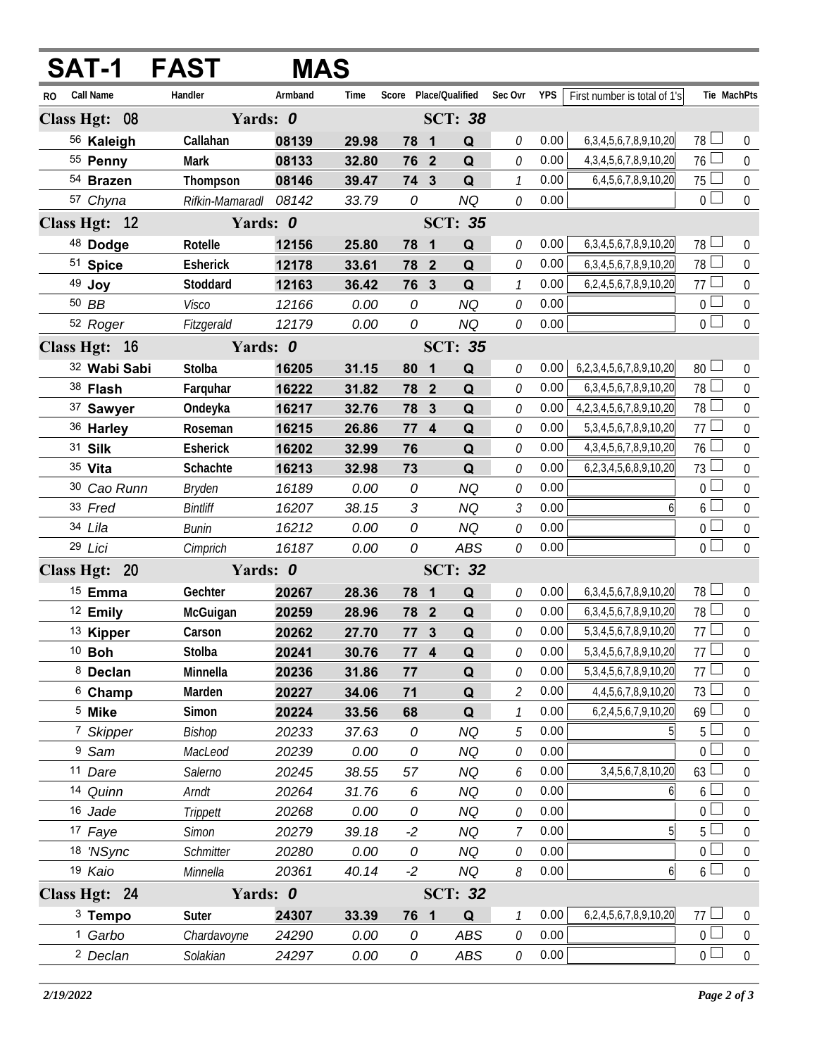# SAT-1 FAST MAS

| RO | Call Name | Handler | Armband | Time | Score | Place/Qualified | | Sec Ovr | YPS | First number is total of 1's | Tie | MachPts |
|---|---|---|---|---|---|---|---|---|---|---|---|---|
| **Class Hgt: 08** | | **Yards: 0** | | | | **SCT: 38** | | | | | | |
| 56 | **Kaleigh** | **Callahan** | **08139** | **29.98** | **78** | **1** | **Q** | 0 | 0.00 | 6,3,4,5,6,7,8,9,10,20 | 78 | 0 |
| 55 | **Penny** | **Mark** | **08133** | **32.80** | **76** | **2** | **Q** | 0 | 0.00 | 4,3,4,5,6,7,8,9,10,20 | 76 | 0 |
| 54 | **Brazen** | **Thompson** | **08146** | **39.47** | **74** | **3** | **Q** | 1 | 0.00 | 6,4,5,6,7,8,9,10,20 | 75 | 0 |
| 57 | *Chyna* | *Rifkin-Mamaradl* | *08142* | *33.79* | *0* | | *NQ* | 0 | 0.00 | | 0 | 0 |
| **Class Hgt: 12** | | **Yards: 0** | | | | **SCT: 35** | | | | | | |
| 48 | **Dodge** | **Rotelle** | **12156** | **25.80** | **78** | **1** | **Q** | 0 | 0.00 | 6,3,4,5,6,7,8,9,10,20 | 78 | 0 |
| 51 | **Spice** | **Esherick** | **12178** | **33.61** | **78** | **2** | **Q** | 0 | 0.00 | 6,3,4,5,6,7,8,9,10,20 | 78 | 0 |
| 49 | **Joy** | **Stoddard** | **12163** | **36.42** | **76** | **3** | **Q** | 1 | 0.00 | 6,2,4,5,6,7,8,9,10,20 | 77 | 0 |
| 50 | *BB* | *Visco* | *12166* | *0.00* | *0* | | *NQ* | 0 | 0.00 | | 0 | 0 |
| 52 | *Roger* | *Fitzgerald* | *12179* | *0.00* | *0* | | *NQ* | 0 | 0.00 | | 0 | 0 |
| **Class Hgt: 16** | | **Yards: 0** | | | | **SCT: 35** | | | | | | |
| 32 | **Wabi Sabi** | **Stolba** | **16205** | **31.15** | **80** | **1** | **Q** | 0 | 0.00 | 6,2,3,4,5,6,7,8,9,10,20 | 80 | 0 |
| 38 | **Flash** | **Farquhar** | **16222** | **31.82** | **78** | **2** | **Q** | 0 | 0.00 | 6,3,4,5,6,7,8,9,10,20 | 78 | 0 |
| 37 | **Sawyer** | **Ondeyka** | **16217** | **32.76** | **78** | **3** | **Q** | 0 | 0.00 | 4,2,3,4,5,6,7,8,9,10,20 | 78 | 0 |
| 36 | **Harley** | **Roseman** | **16215** | **26.86** | **77** | **4** | **Q** | 0 | 0.00 | 5,3,4,5,6,7,8,9,10,20 | 77 | 0 |
| 31 | **Silk** | **Esherick** | **16202** | **32.99** | **76** | | **Q** | 0 | 0.00 | 4,3,4,5,6,7,8,9,10,20 | 76 | 0 |
| 35 | **Vita** | **Schachte** | **16213** | **32.98** | **73** | | **Q** | 0 | 0.00 | 6,2,3,4,5,6,8,9,10,20 | 73 | 0 |
| 30 | *Cao Runn* | *Bryden* | *16189* | *0.00* | *0* | | *NQ* | 0 | 0.00 | | 0 | 0 |
| 33 | *Fred* | *Bintliff* | *16207* | *38.15* | *3* | | *NQ* | 3 | 0.00 | 6 | 6 | 0 |
| 34 | *Lila* | *Bunin* | *16212* | *0.00* | *0* | | *NQ* | 0 | 0.00 | | 0 | 0 |
| 29 | *Lici* | *Cimprich* | *16187* | *0.00* | *0* | | *ABS* | 0 | 0.00 | | 0 | 0 |
| **Class Hgt: 20** | | **Yards: 0** | | | | **SCT: 32** | | | | | | |
| 15 | **Emma** | **Gechter** | **20267** | **28.36** | **78** | **1** | **Q** | 0 | 0.00 | 6,3,4,5,6,7,8,9,10,20 | 78 | 0 |
| 12 | **Emily** | **McGuigan** | **20259** | **28.96** | **78** | **2** | **Q** | 0 | 0.00 | 6,3,4,5,6,7,8,9,10,20 | 78 | 0 |
| 13 | **Kipper** | **Carson** | **20262** | **27.70** | **77** | **3** | **Q** | 0 | 0.00 | 5,3,4,5,6,7,8,9,10,20 | 77 | 0 |
| 10 | **Boh** | **Stolba** | **20241** | **30.76** | **77** | **4** | **Q** | 0 | 0.00 | 5,3,4,5,6,7,8,9,10,20 | 77 | 0 |
| 8 | **Declan** | **Minnella** | **20236** | **31.86** | **77** | | **Q** | 0 | 0.00 | 5,3,4,5,6,7,8,9,10,20 | 77 | 0 |
| 6 | **Champ** | **Marden** | **20227** | **34.06** | **71** | | **Q** | 2 | 0.00 | 4,4,5,6,7,8,9,10,20 | 73 | 0 |
| 5 | **Mike** | **Simon** | **20224** | **33.56** | **68** | | **Q** | 1 | 0.00 | 6,2,4,5,6,7,9,10,20 | 69 | 0 |
| 7 | *Skipper* | *Bishop* | *20233* | *37.63* | *0* | | *NQ* | 5 | 0.00 | 5 | 5 | 0 |
| 9 | *Sam* | *MacLeod* | *20239* | *0.00* | *0* | | *NQ* | 0 | 0.00 | | 0 | 0 |
| 11 | *Dare* | *Salerno* | *20245* | *38.55* | *57* | | *NQ* | 6 | 0.00 | 3,4,5,6,7,8,10,20 | 63 | 0 |
| 14 | *Quinn* | *Arndt* | *20264* | *31.76* | *6* | | *NQ* | 0 | 0.00 | 6 | 6 | 0 |
| 16 | *Jade* | *Trippett* | *20268* | *0.00* | *0* | | *NQ* | 0 | 0.00 | | 0 | 0 |
| 17 | *Faye* | *Simon* | *20279* | *39.18* | *-2* | | *NQ* | 7 | 0.00 | 5 | 5 | 0 |
| 18 | *'NSync* | *Schmitter* | *20280* | *0.00* | *0* | | *NQ* | 0 | 0.00 | | 0 | 0 |
| 19 | *Kaio* | *Minnella* | *20361* | *40.14* | *-2* | | *NQ* | 8 | 0.00 | 6 | 6 | 0 |
| **Class Hgt: 24** | | **Yards: 0** | | | | **SCT: 32** | | | | | | |
| 3 | **Tempo** | **Suter** | **24307** | **33.39** | **76** | **1** | **Q** | 1 | 0.00 | 6,2,4,5,6,7,8,9,10,20 | 77 | 0 |
| 1 | *Garbo* | *Chardavoyne* | *24290* | *0.00* | *0* | | *ABS* | 0 | 0.00 | | 0 | 0 |
| 2 | *Declan* | *Solakian* | *24297* | *0.00* | *0* | | *ABS* | 0 | 0.00 | | 0 | 0 |

*2/19/2022*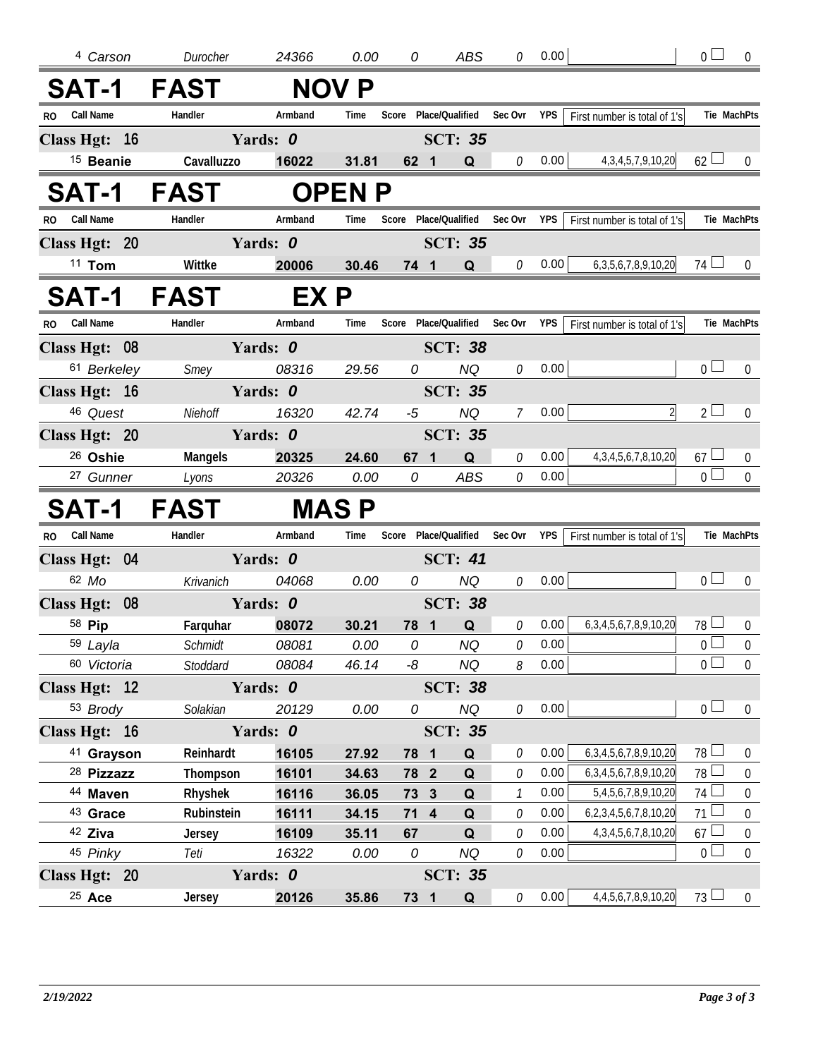| RO | Call Name | Handler | Armband | Time | Score | Place/Qualified | Sec Ovr | YPS | First number is total of 1's | Tie | MachPts |
|---|---|---|---|---|---|---|---|---|---|---|---|
| 4 | *Carson* | *Durocher* | *24366* | *0.00* | *0* | *ABS* | *0* | 0.00 | | 0 ☐ | 0 |

# SAT-1 FAST NOV P

| RO | Call Name | Handler | Armband | Time | Score | Place | Qualified | Sec Ovr | YPS | First number is total of 1's | Tie | MachPts |
|---|---|---|---|---|---|---|---|---|---|---|---|---|
| **Class Hgt: 16** | | **Yards: 0** | | | | | **SCT: 35** | | | | | |
| 15 | **Beanie** | **Cavalluzzo** | **16022** | **31.81** | **62** | **1** | **Q** | 0 | 0.00 | 4,3,4,5,7,9,10,20 | 62 ☐ | 0 |

# SAT-1 FAST OPEN P

| RO | Call Name | Handler | Armband | Time | Score | Place | Qualified | Sec Ovr | YPS | First number is total of 1's | Tie | MachPts |
|---|---|---|---|---|---|---|---|---|---|---|---|---|
| **Class Hgt: 20** | | **Yards: 0** | | | | | **SCT: 35** | | | | | |
| 11 | **Tom** | **Wittke** | **20006** | **30.46** | **74** | **1** | **Q** | 0 | 0.00 | 6,3,5,6,7,8,9,10,20 | 74 ☐ | 0 |

# SAT-1 FAST EX P

| RO | Call Name | Handler | Armband | Time | Score | Place | Qualified | Sec Ovr | YPS | First number is total of 1's | Tie | MachPts |
|---|---|---|---|---|---|---|---|---|---|---|---|---|
| **Class Hgt: 08** | | **Yards: 0** | | | | | **SCT: 38** | | | | | |
| 61 | *Berkeley* | *Smey* | *08316* | *29.56* | *0* | | *NQ* | 0 | 0.00 | | 0 ☐ | 0 |
| **Class Hgt: 16** | | **Yards: 0** | | | | | **SCT: 35** | | | | | |
| 46 | *Quest* | *Niehoff* | *16320* | *42.74* | *-5* | | *NQ* | 7 | 0.00 | 2 | 2 ☐ | 0 |
| **Class Hgt: 20** | | **Yards: 0** | | | | | **SCT: 35** | | | | | |
| 26 | **Oshie** | **Mangels** | **20325** | **24.60** | **67** | **1** | **Q** | 0 | 0.00 | 4,3,4,5,6,7,8,10,20 | 67 ☐ | 0 |
| 27 | *Gunner* | *Lyons* | *20326* | *0.00* | *0* | | *ABS* | 0 | 0.00 | | 0 ☐ | 0 |

# SAT-1 FAST MAS P

| RO | Call Name | Handler | Armband | Time | Score | Place | Qualified | Sec Ovr | YPS | First number is total of 1's | Tie | MachPts |
|---|---|---|---|---|---|---|---|---|---|---|---|---|
| **Class Hgt: 04** | | **Yards: 0** | | | | | **SCT: 41** | | | | | |
| 62 | *Mo* | *Krivanich* | *04068* | *0.00* | *0* | | *NQ* | 0 | 0.00 | | 0 ☐ | 0 |
| **Class Hgt: 08** | | **Yards: 0** | | | | | **SCT: 38** | | | | | |
| 58 | **Pip** | **Farquhar** | **08072** | **30.21** | **78** | **1** | **Q** | 0 | 0.00 | 6,3,4,5,6,7,8,9,10,20 | 78 ☐ | 0 |
| 59 | *Layla* | *Schmidt* | *08081* | *0.00* | *0* | | *NQ* | 0 | 0.00 | | 0 ☐ | 0 |
| 60 | *Victoria* | *Stoddard* | *08084* | *46.14* | *-8* | | *NQ* | 8 | 0.00 | | 0 ☐ | 0 |
| **Class Hgt: 12** | | **Yards: 0** | | | | | **SCT: 38** | | | | | |
| 53 | *Brody* | *Solakian* | *20129* | *0.00* | *0* | | *NQ* | 0 | 0.00 | | 0 ☐ | 0 |
| **Class Hgt: 16** | | **Yards: 0** | | | | | **SCT: 35** | | | | | |
| 41 | **Grayson** | **Reinhardt** | **16105** | **27.92** | **78** | **1** | **Q** | 0 | 0.00 | 6,3,4,5,6,7,8,9,10,20 | 78 ☐ | 0 |
| 28 | **Pizzazz** | **Thompson** | **16101** | **34.63** | **78** | **2** | **Q** | 0 | 0.00 | 6,3,4,5,6,7,8,9,10,20 | 78 ☐ | 0 |
| 44 | **Maven** | **Rhyshek** | **16116** | **36.05** | **73** | **3** | **Q** | 1 | 0.00 | 5,4,5,6,7,8,9,10,20 | 74 ☐ | 0 |
| 43 | **Grace** | **Rubinstein** | **16111** | **34.15** | **71** | **4** | **Q** | 0 | 0.00 | 6,2,3,4,5,6,7,8,10,20 | 71 ☐ | 0 |
| 42 | **Ziva** | **Jersey** | **16109** | **35.11** | **67** | | **Q** | 0 | 0.00 | 4,3,4,5,6,7,8,10,20 | 67 ☐ | 0 |
| 45 | *Pinky* | *Teti* | *16322* | *0.00* | *0* | | *NQ* | 0 | 0.00 | | 0 ☐ | 0 |
| **Class Hgt: 20** | | **Yards: 0** | | | | | **SCT: 35** | | | | | |
| 25 | **Ace** | **Jersey** | **20126** | **35.86** | **73** | **1** | **Q** | 0 | 0.00 | 4,4,5,6,7,8,9,10,20 | 73 ☐ | 0 |

*2/19/2022*